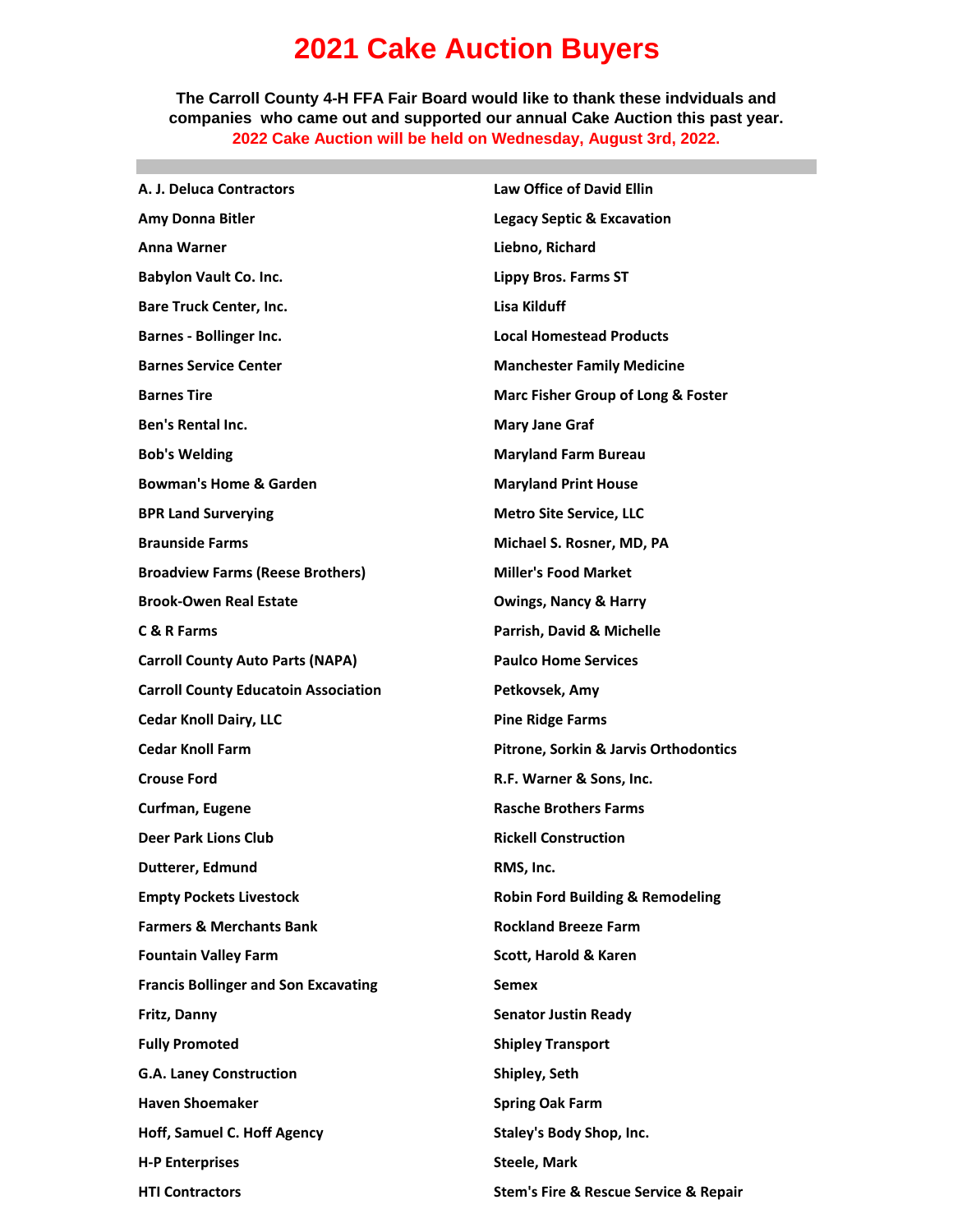# 2021 Cake Auction Buyers

**The Carroll County 4-H FFA Fair Board would like to thank these indviduals and companies who came out and supported our annual Cake Auction this past year.**

**2022 Cake Auction will be held on Wednesday, August 3rd, 2022.**

**A. J. Deluca Contractors**
**Amy Donna Bitler**
**Anna Warner**
**Babylon Vault Co. Inc.**
**Bare Truck Center, Inc.**
**Barnes - Bollinger Inc.**
**Barnes Service Center**
**Barnes Tire**
**Ben's Rental Inc.**
**Bob's Welding**
**Bowman's Home & Garden**
**BPR Land Surverying**
**Braunside Farms**
**Broadview Farms (Reese Brothers)**
**Brook-Owen Real Estate**
**C & R Farms**
**Carroll County Auto Parts (NAPA)**
**Carroll County Educatoin Association**
**Cedar Knoll Dairy, LLC**
**Cedar Knoll Farm**
**Crouse Ford**
**Curfman, Eugene**
**Deer Park Lions Club**
**Dutterer, Edmund**
**Empty Pockets Livestock**
**Farmers & Merchants Bank**
**Fountain Valley Farm**
**Francis Bollinger and Son Excavating**
**Fritz, Danny**
**Fully Promoted**
**G.A. Laney Construction**
**Haven Shoemaker**
**Hoff, Samuel C. Hoff Agency**
**H-P Enterprises**
**HTI Contractors**
**Law Office of David Ellin**
**Legacy Septic & Excavation**
**Liebno, Richard**
**Lippy Bros. Farms ST**
**Lisa Kilduff**
**Local Homestead Products**
**Manchester Family Medicine**
**Marc Fisher Group of Long & Foster**
**Mary Jane Graf**
**Maryland Farm Bureau**
**Maryland Print House**
**Metro Site Service, LLC**
**Michael S. Rosner, MD, PA**
**Miller's Food Market**
**Owings, Nancy & Harry**
**Parrish, David & Michelle**
**Paulco Home Services**
**Petkovsek, Amy**
**Pine Ridge Farms**
**Pitrone, Sorkin & Jarvis Orthodontics**
**R.F. Warner & Sons, Inc.**
**Rasche Brothers Farms**
**Rickell Construction**
**RMS, Inc.**
**Robin Ford Building & Remodeling**
**Rockland Breeze Farm**
**Scott, Harold & Karen**
**Semex**
**Senator Justin Ready**
**Shipley Transport**
**Shipley, Seth**
**Spring Oak Farm**
**Staley's Body Shop, Inc.**
**Steele, Mark**
**Stem's Fire & Rescue Service & Repair**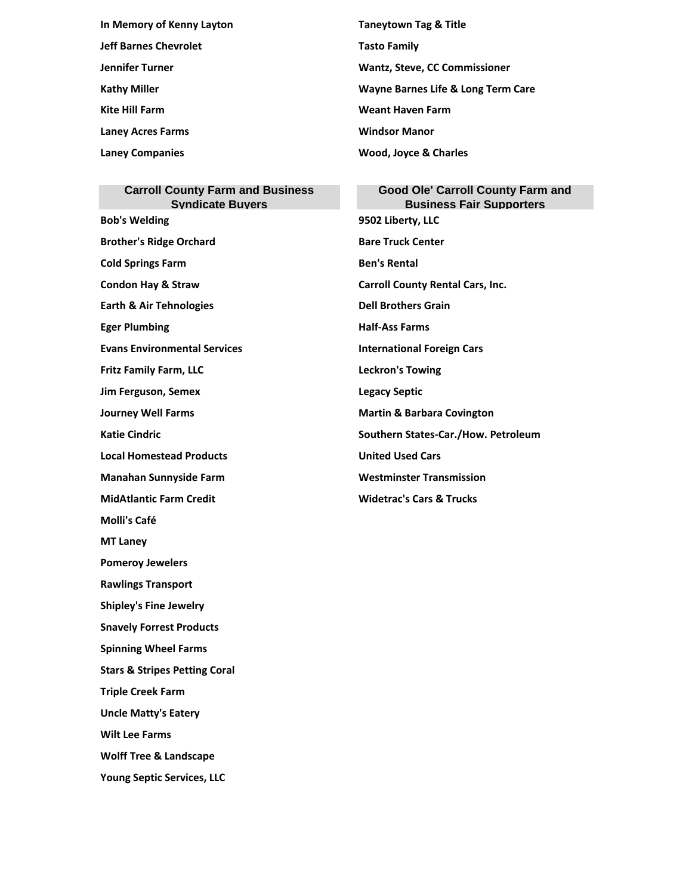**In Memory of Kenny Layton**

**Jeff Barnes Chevrolet**

**Jennifer Turner**

**Kathy Miller**

**Kite Hill Farm**

**Laney Acres Farms**

**Laney Companies**

**Taneytown Tag & Title**

**Tasto Family**

**Wantz, Steve, CC Commissioner**

**Wayne Barnes Life & Long Term Care**

**Weant Haven Farm**

**Windsor Manor**

**Wood, Joyce & Charles**

## Carroll County Farm and Business Syndicate Buyers

**Bob's Welding**

**Brother's Ridge Orchard**

**Cold Springs Farm**

**Condon Hay & Straw**

**Earth & Air Tehnologies**

**Eger Plumbing**

**Evans Environmental Services**

**Fritz Family Farm, LLC**

**Jim Ferguson, Semex**

**Journey Well Farms**

**Katie Cindric**

**Local Homestead Products**

**Manahan Sunnyside Farm**

**MidAtlantic Farm Credit**

**Molli's Café**

**MT Laney**

**Pomeroy Jewelers**

**Rawlings Transport**

**Shipley's Fine Jewelry**

**Snavely Forrest Products**

**Spinning Wheel Farms**

**Stars & Stripes Petting Coral**

**Triple Creek Farm**

**Uncle Matty's Eatery**

**Wilt Lee Farms**

**Wolff Tree & Landscape**

**Young Septic Services, LLC**

## Good Ole' Carroll County Farm and Business Fair Supporters

**9502 Liberty, LLC**

**Bare Truck Center**

**Ben's Rental**

**Carroll County Rental Cars, Inc.**

**Dell Brothers Grain**

**Half-Ass Farms**

**International Foreign Cars**

**Leckron's Towing**

**Legacy Septic**

**Martin & Barbara Covington**

**Southern States-Car./How. Petroleum**

**United Used Cars**

**Westminster Transmission**

**Widetrac's Cars & Trucks**